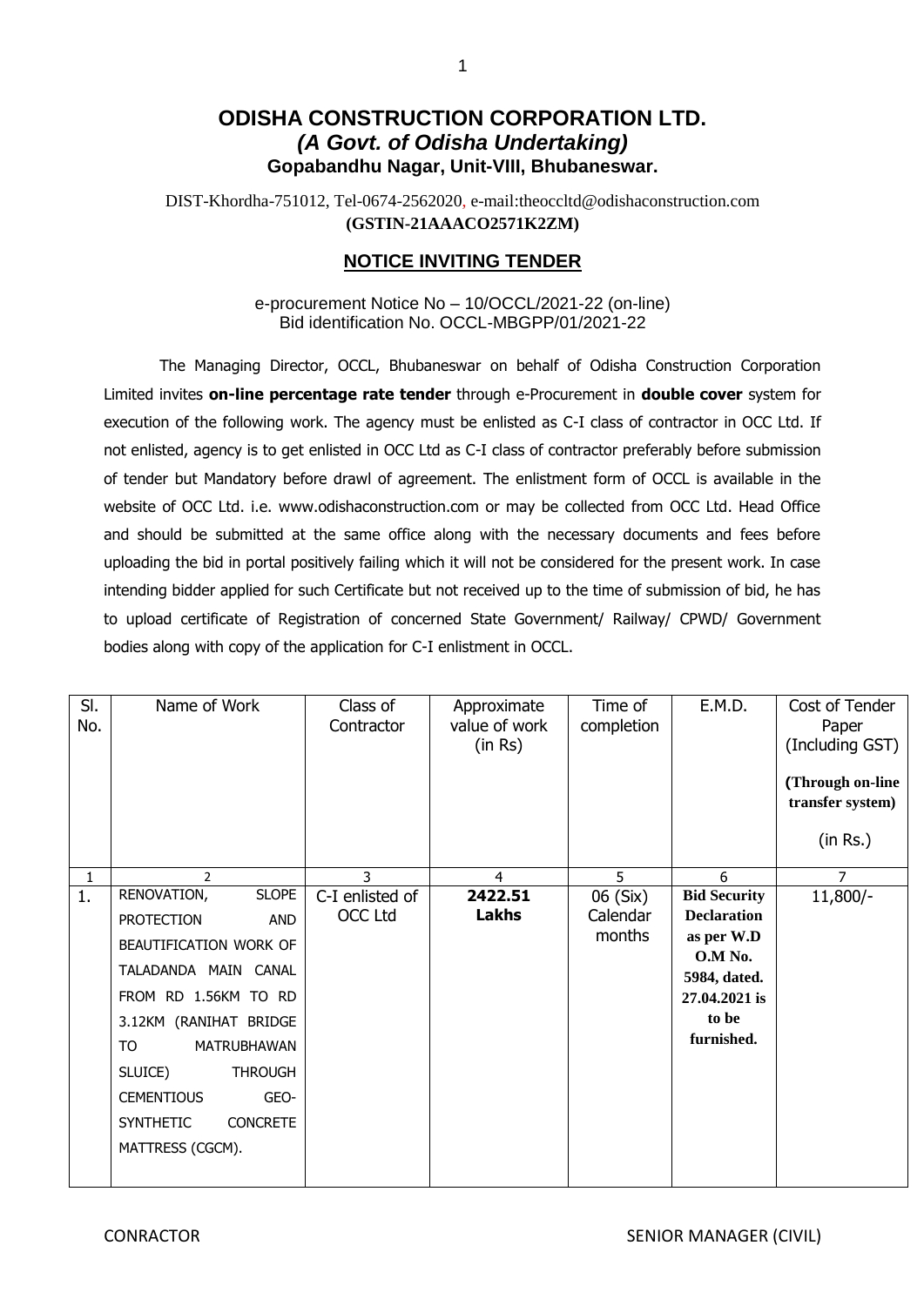# ODISHA CONSTRUCTION CORPORATION LTD.
### *(A Govt. of Odisha Undertaking)*
### Gopabandhu Nagar, Unit-VIII, Bhubaneswar.

DIST-Khordha-751012, Tel-0674-2562020, e-mail:theoccltd@odishaconstruction.com
**(GSTIN-21AAACO2571K2ZM)**

## NOTICE INVITING TENDER

e-procurement Notice No – 10/OCCL/2021-22 (on-line)
Bid identification No. OCCL-MBGPP/01/2021-22

The Managing Director, OCCL, Bhubaneswar on behalf of Odisha Construction Corporation Limited invites **on-line percentage rate tender** through e-Procurement in **double cover** system for execution of the following work. The agency must be enlisted as C-I class of contractor in OCC Ltd. If not enlisted, agency is to get enlisted in OCC Ltd as C-I class of contractor preferably before submission of tender but Mandatory before drawl of agreement. The enlistment form of OCCL is available in the website of OCC Ltd. i.e. www.odishaconstruction.com or may be collected from OCC Ltd. Head Office and should be submitted at the same office along with the necessary documents and fees before uploading the bid in portal positively failing which it will not be considered for the present work. In case intending bidder applied for such Certificate but not received up to the time of submission of bid, he has to upload certificate of Registration of concerned State Government/ Railway/ CPWD/ Government bodies along with copy of the application for C-I enlistment in OCCL.

| Sl. No. | Name of Work | Class of Contractor | Approximate value of work (in Rs) | Time of completion | E.M.D. | Cost of Tender Paper (Including GST) **(Through on-line transfer system)** (in Rs.) |
|---|---|---|---|---|---|---|
| 1 | 2 | 3 | 4 | 5 | 6 | 7 |
| 1. | RENOVATION, SLOPE PROTECTION AND BEAUTIFICATION WORK OF TALADANDA MAIN CANAL FROM RD 1.56KM TO RD 3.12KM (RANIHAT BRIDGE TO MATRUBHAWAN SLUICE) THROUGH CEMENTIOUS GEO-SYNTHETIC CONCRETE MATTRESS (CGCM). | C-I enlisted of OCC Ltd | **2422.51 Lakhs** | 06 (Six) Calendar months | **Bid Security Declaration as per W.D O.M No. 5984, dated. 27.04.2021 is to be furnished.** | 11,800/- |

CONRACTOR SENIOR MANAGER (CIVIL)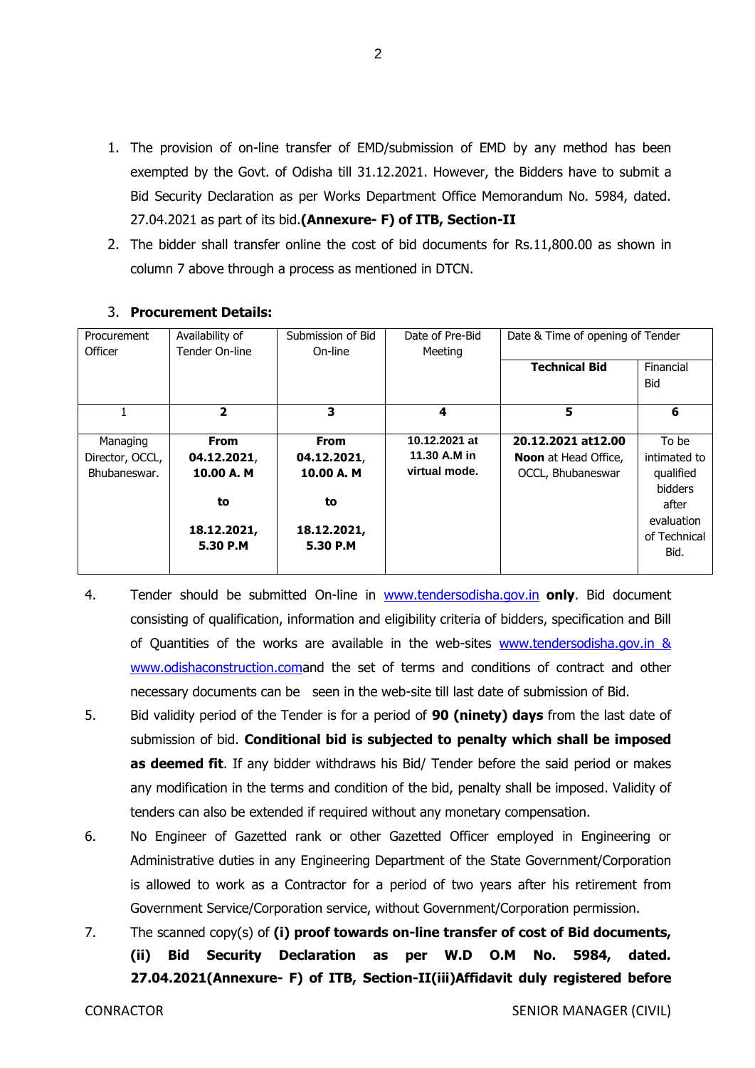1. The provision of on-line transfer of EMD/submission of EMD by any method has been exempted by the Govt. of Odisha till 31.12.2021. However, the Bidders have to submit a Bid Security Declaration as per Works Department Office Memorandum No. 5984, dated. 27.04.2021 as part of its bid.**(Annexure- F) of ITB, Section-II**
2. The bidder shall transfer online the cost of bid documents for Rs.11,800.00 as shown in column 7 above through a process as mentioned in DTCN.
3. **Procurement Details:**

| Procurement Officer | Availability of Tender On-line | Submission of Bid On-line | Date of Pre-Bid Meeting | Date & Time of opening of Tender | |
|---|---|---|---|---|---|
| | | | | **Technical Bid** | Financial Bid |
| 1 | **2** | **3** | **4** | **5** | **6** |
| Managing Director, OCCL, Bhubaneswar. | **From 04.12.2021, 10.00 A. M to 18.12.2021, 5.30 P.M** | **From 04.12.2021, 10.00 A. M to 18.12.2021, 5.30 P.M** | **10.12.2021 at 11.30 A.M in virtual mode.** | **20.12.2021 at12.00 Noon** at Head Office, OCCL, Bhubaneswar | To be intimated to qualified bidders after evaluation of Technical Bid. |

4. Tender should be submitted On-line in www.tendersodisha.gov.in **only**. Bid document consisting of qualification, information and eligibility criteria of bidders, specification and Bill of Quantities of the works are available in the web-sites www.tendersodisha.gov.in & www.odishaconstruction.comand the set of terms and conditions of contract and other necessary documents can be seen in the web-site till last date of submission of Bid.
5. Bid validity period of the Tender is for a period of **90 (ninety) days** from the last date of submission of bid. **Conditional bid is subjected to penalty which shall be imposed as deemed fit**. If any bidder withdraws his Bid/ Tender before the said period or makes any modification in the terms and condition of the bid, penalty shall be imposed. Validity of tenders can also be extended if required without any monetary compensation.
6. No Engineer of Gazetted rank or other Gazetted Officer employed in Engineering or Administrative duties in any Engineering Department of the State Government/Corporation is allowed to work as a Contractor for a period of two years after his retirement from Government Service/Corporation service, without Government/Corporation permission.
7. The scanned copy(s) of **(i) proof towards on-line transfer of cost of Bid documents, (ii) Bid Security Declaration as per W.D O.M No. 5984, dated. 27.04.2021(Annexure- F) of ITB, Section-II(iii)Affidavit duly registered before**

CONRACTOR SENIOR MANAGER (CIVIL)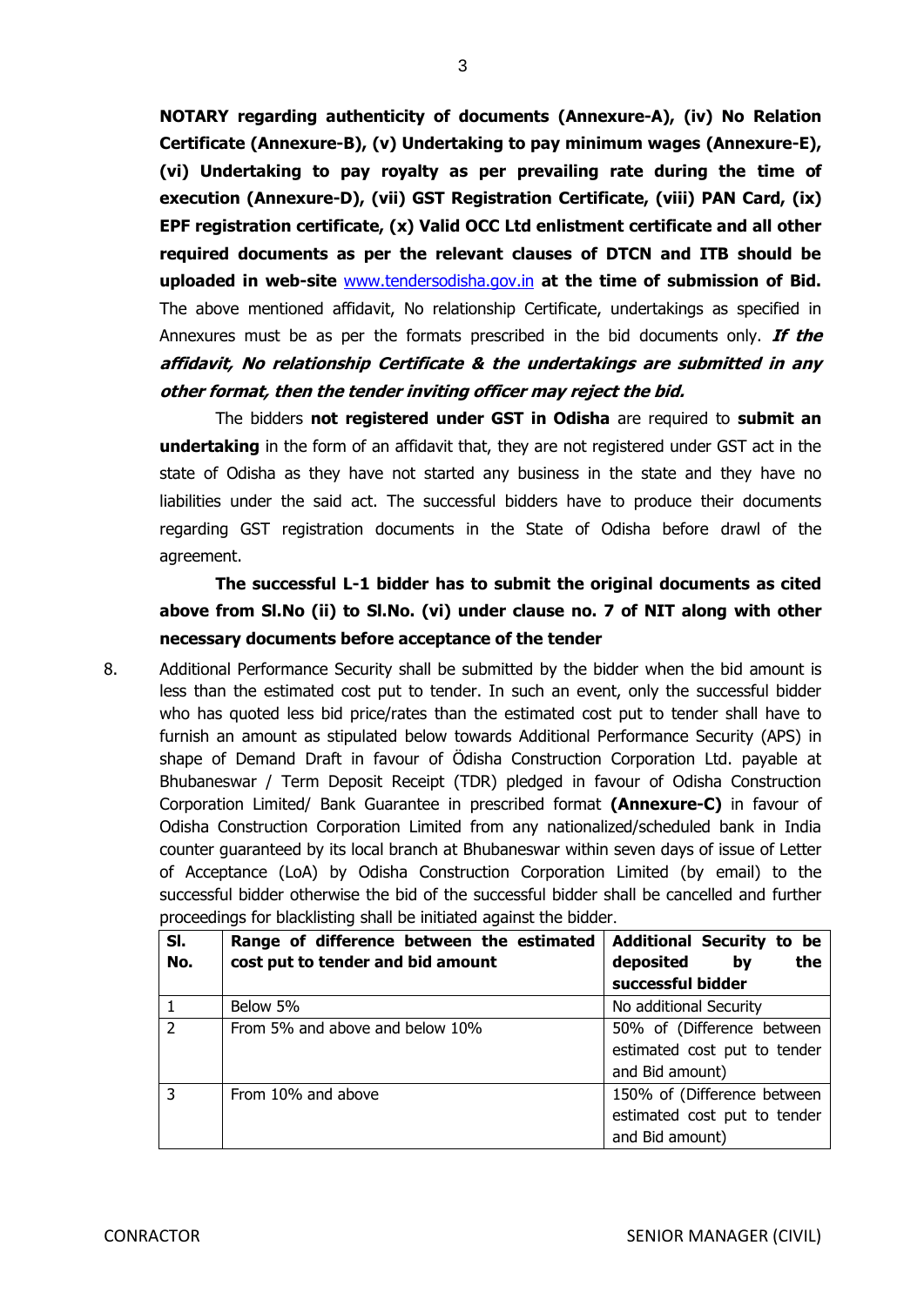**NOTARY regarding authenticity of documents (Annexure-A), (iv) No Relation Certificate (Annexure-B), (v) Undertaking to pay minimum wages (Annexure-E), (vi) Undertaking to pay royalty as per prevailing rate during the time of execution (Annexure-D), (vii) GST Registration Certificate, (viii) PAN Card, (ix) EPF registration certificate, (x) Valid OCC Ltd enlistment certificate and all other required documents as per the relevant clauses of DTCN and ITB should be uploaded in web-site** www.tendersodisha.gov.in **at the time of submission of Bid.** The above mentioned affidavit, No relationship Certificate, undertakings as specified in Annexures must be as per the formats prescribed in the bid documents only. ***If the affidavit, No relationship Certificate & the undertakings are submitted in any other format, then the tender inviting officer may reject the bid.***

The bidders **not registered under GST in Odisha** are required to **submit an undertaking** in the form of an affidavit that, they are not registered under GST act in the state of Odisha as they have not started any business in the state and they have no liabilities under the said act. The successful bidders have to produce their documents regarding GST registration documents in the State of Odisha before drawl of the agreement.

**The successful L-1 bidder has to submit the original documents as cited above from Sl.No (ii) to Sl.No. (vi) under clause no. 7 of NIT along with other necessary documents before acceptance of the tender**

8. Additional Performance Security shall be submitted by the bidder when the bid amount is less than the estimated cost put to tender. In such an event, only the successful bidder who has quoted less bid price/rates than the estimated cost put to tender shall have to furnish an amount as stipulated below towards Additional Performance Security (APS) in shape of Demand Draft in favour of Ödisha Construction Corporation Ltd. payable at Bhubaneswar / Term Deposit Receipt (TDR) pledged in favour of Odisha Construction Corporation Limited/ Bank Guarantee in prescribed format **(Annexure-C)** in favour of Odisha Construction Corporation Limited from any nationalized/scheduled bank in India counter guaranteed by its local branch at Bhubaneswar within seven days of issue of Letter of Acceptance (LoA) by Odisha Construction Corporation Limited (by email) to the successful bidder otherwise the bid of the successful bidder shall be cancelled and further proceedings for blacklisting shall be initiated against the bidder.

| Sl. No. | Range of difference between the estimated cost put to tender and bid amount | Additional Security to be deposited by the successful bidder |
|---|---|---|
| 1 | Below 5% | No additional Security |
| 2 | From 5% and above and below 10% | 50% of (Difference between estimated cost put to tender and Bid amount) |
| 3 | From 10% and above | 150% of (Difference between estimated cost put to tender and Bid amount) |

CONRACTOR SENIOR MANAGER (CIVIL)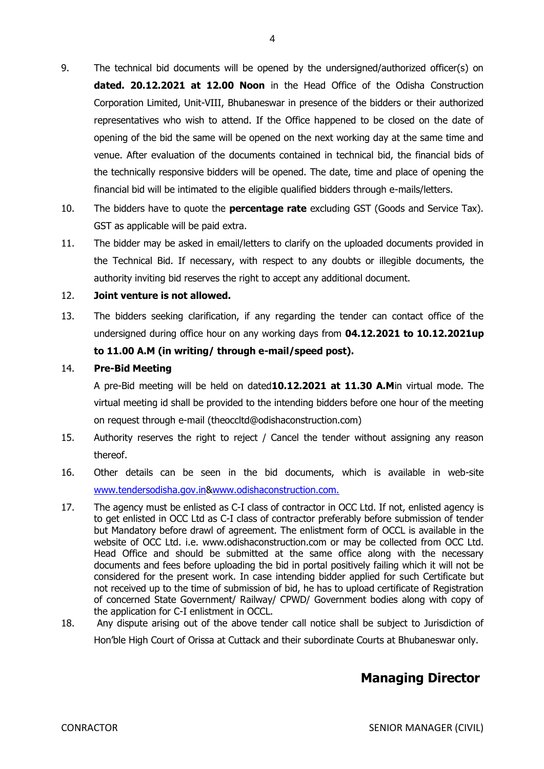9. The technical bid documents will be opened by the undersigned/authorized officer(s) on **dated. 20.12.2021 at 12.00 Noon** in the Head Office of the Odisha Construction Corporation Limited, Unit-VIII, Bhubaneswar in presence of the bidders or their authorized representatives who wish to attend. If the Office happened to be closed on the date of opening of the bid the same will be opened on the next working day at the same time and venue. After evaluation of the documents contained in technical bid, the financial bids of the technically responsive bidders will be opened. The date, time and place of opening the financial bid will be intimated to the eligible qualified bidders through e-mails/letters.

10. The bidders have to quote the **percentage rate** excluding GST (Goods and Service Tax). GST as applicable will be paid extra.

11. The bidder may be asked in email/letters to clarify on the uploaded documents provided in the Technical Bid. If necessary, with respect to any doubts or illegible documents, the authority inviting bid reserves the right to accept any additional document.

12. **Joint venture is not allowed.**

13. The bidders seeking clarification, if any regarding the tender can contact office of the undersigned during office hour on any working days from **04.12.2021 to 10.12.2021up to 11.00 A.M (in writing/ through e-mail/speed post).**

14. **Pre-Bid Meeting**

    A pre-Bid meeting will be held on dated**10.12.2021 at 11.30 A.M**in virtual mode. The virtual meeting id shall be provided to the intending bidders before one hour of the meeting on request through e-mail (theoccltd@odishaconstruction.com)

15. Authority reserves the right to reject / Cancel the tender without assigning any reason thereof.

16. Other details can be seen in the bid documents, which is available in web-site www.tendersodisha.gov.in&www.odishaconstruction.com.

17. The agency must be enlisted as C-I class of contractor in OCC Ltd. If not, enlisted agency is to get enlisted in OCC Ltd as C-I class of contractor preferably before submission of tender but Mandatory before drawl of agreement. The enlistment form of OCCL is available in the website of OCC Ltd. i.e. www.odishaconstruction.com or may be collected from OCC Ltd. Head Office and should be submitted at the same office along with the necessary documents and fees before uploading the bid in portal positively failing which it will not be considered for the present work. In case intending bidder applied for such Certificate but not received up to the time of submission of bid, he has to upload certificate of Registration of concerned State Government/ Railway/ CPWD/ Government bodies along with copy of the application for C-I enlistment in OCCL.

18. Any dispute arising out of the above tender call notice shall be subject to Jurisdiction of Hon'ble High Court of Orissa at Cuttack and their subordinate Courts at Bhubaneswar only.

**Managing Director**

CONRACTOR SENIOR MANAGER (CIVIL)